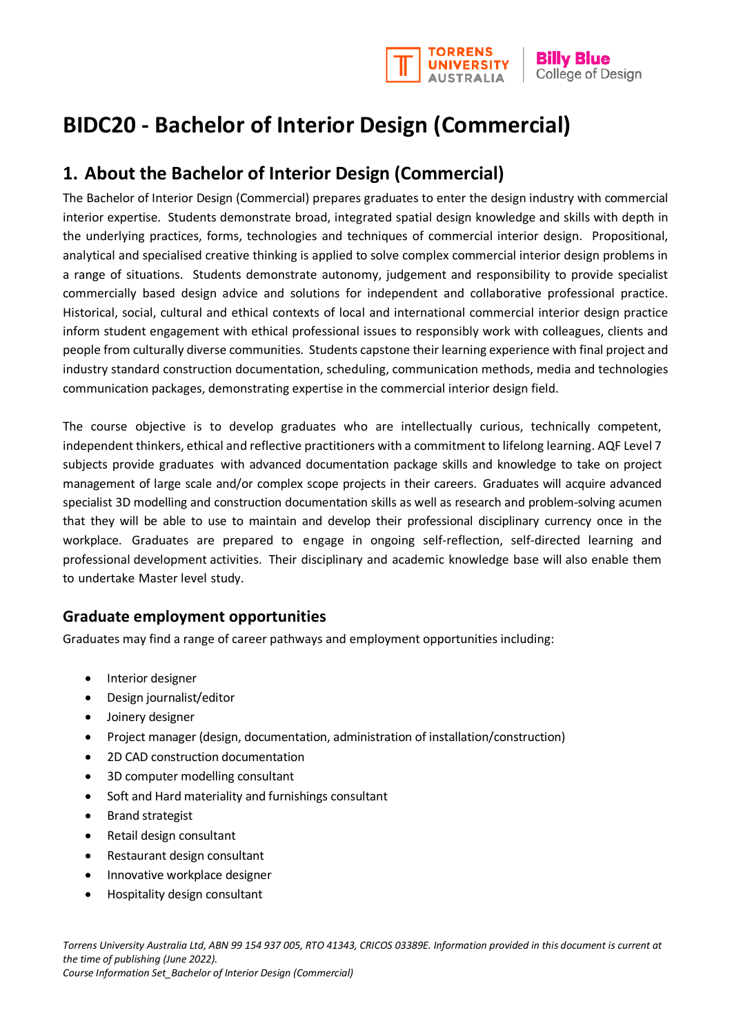# BIDC20 - Bachelor of Interior Design (Commercial)

## 1. About the Bachelor of Interior Design (Commercial)

The Bachelor of Interior Design (Commercial) prepares graduates to enter the design industry with commercial interior expertise. Students demonstrate broad, integrated spatial design knowledge and skills with depth in the underlying practices, forms, technologies and techniques of commercial interior design. Propositional, analytical and specialised creative thinking is applied to solve complex commercial interior design problems in a range of situations. Students demonstrate autonomy, judgement and responsibility to provide specialist commercially based design advice and solutions for independent and collaborative professional practice. Historical, social, cultural and ethical contexts of local and international commercial interior design practice inform student engagement with ethical professional issues to responsibly work with colleagues, clients and people from culturally diverse communities. Students capstone their learning experience with final project and industry standard construction documentation, scheduling, communication methods, media and technologies communication packages, demonstrating expertise in the commercial interior design field.

The course objective is to develop graduates who are intellectually curious, technically competent, independent thinkers, ethical and reflective practitioners with a commitment to lifelong learning. AQF Level 7 subjects provide graduates with advanced documentation package skills and knowledge to take on project management of large scale and/or complex scope projects in their careers. Graduates will acquire advanced specialist 3D modelling and construction documentation skills as well as research and problem-solving acumen that they will be able to use to maintain and develop their professional disciplinary currency once in the workplace. Graduates are prepared to engage in ongoing self-reflection, self-directed learning and professional development activities. Their disciplinary and academic knowledge base will also enable them to undertake Master level study.

### Graduate employment opportunities

Graduates may find a range of career pathways and employment opportunities including:

- Interior designer
- Design journalist/editor
- Joinery designer
- Project manager (design, documentation, administration of installation/construction)
- 2D CAD construction documentation
- 3D computer modelling consultant
- Soft and Hard materiality and furnishings consultant
- Brand strategist
- Retail design consultant
- Restaurant design consultant
- Innovative workplace designer
- Hospitality design consultant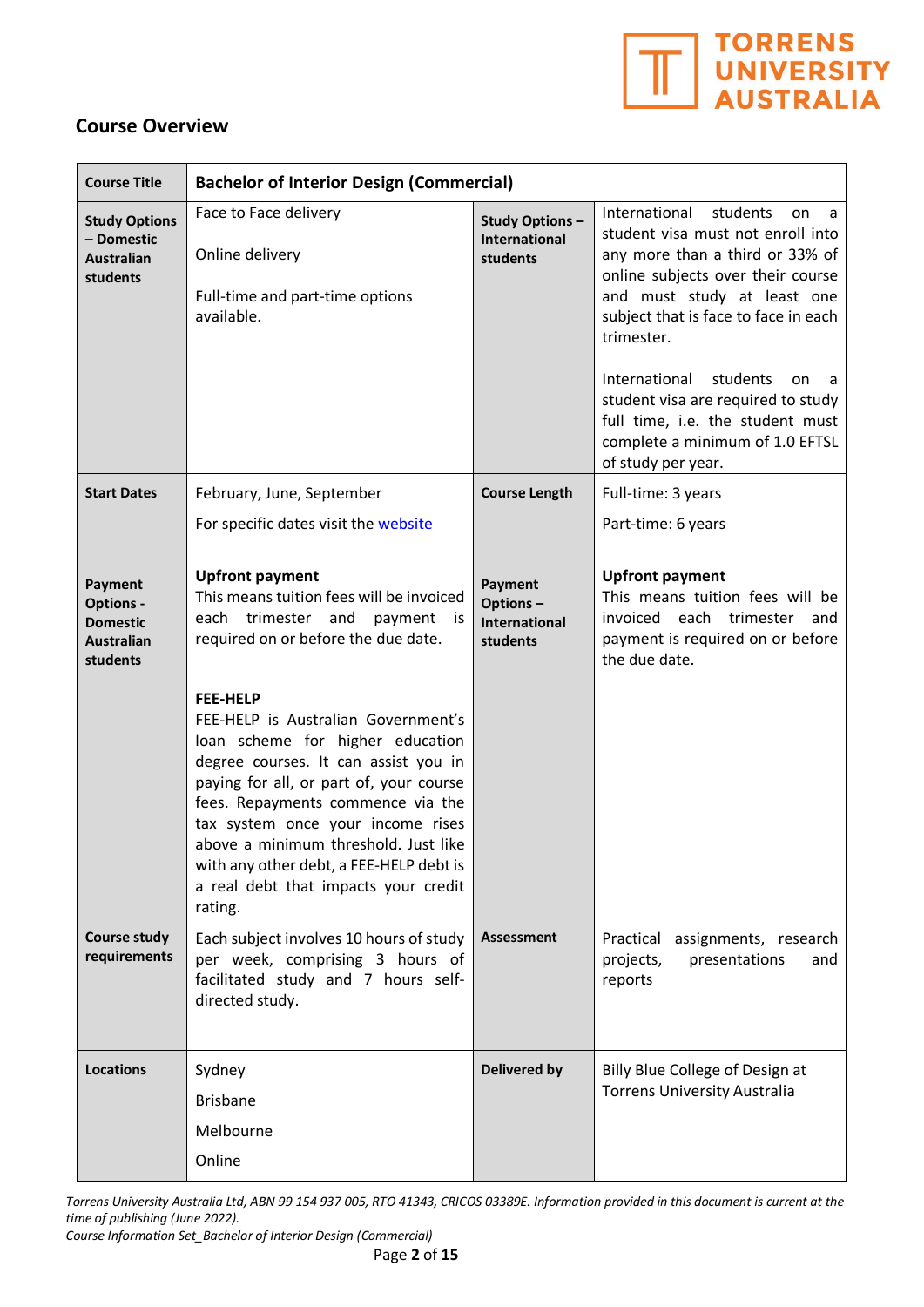## Course Overview

| Course Title | Bachelor of Interior Design (Commercial) | | |
|---|---|---|---|
| Study Options – Domestic Australian students | Face to Face delivery<br><br>Online delivery<br><br>Full-time and part-time options available. | Study Options – International students | International students on a student visa must not enroll into any more than a third or 33% of online subjects over their course and must study at least one subject that is face to face in each trimester.<br><br>International students on a student visa are required to study full time, i.e. the student must complete a minimum of 1.0 EFTSL of study per year. |
| Start Dates | February, June, September<br><br>For specific dates visit the website | Course Length | Full-time: 3 years<br><br>Part-time: 6 years |
| Payment Options - Domestic Australian students | **Upfront payment**<br>This means tuition fees will be invoiced each trimester and payment is required on or before the due date.<br><br>**FEE-HELP**<br>FEE-HELP is Australian Government's loan scheme for higher education degree courses. It can assist you in paying for all, or part of, your course fees. Repayments commence via the tax system once your income rises above a minimum threshold. Just like with any other debt, a FEE-HELP debt is a real debt that impacts your credit rating. | Payment Options – International students | **Upfront payment**<br>This means tuition fees will be invoiced each trimester and payment is required on or before the due date. |
| Course study requirements | Each subject involves 10 hours of study per week, comprising 3 hours of facilitated study and 7 hours self-directed study. | Assessment | Practical assignments, research projects, presentations and reports |
| Locations | Sydney<br><br>Brisbane<br><br>Melbourne<br><br>Online | Delivered by | Billy Blue College of Design at Torrens University Australia |

*Torrens University Australia Ltd, ABN 99 154 937 005, RTO 41343, CRICOS 03389E. Information provided in this document is current at the time of publishing (June 2022).*
*Course Information Set_Bachelor of Interior Design (Commercial)*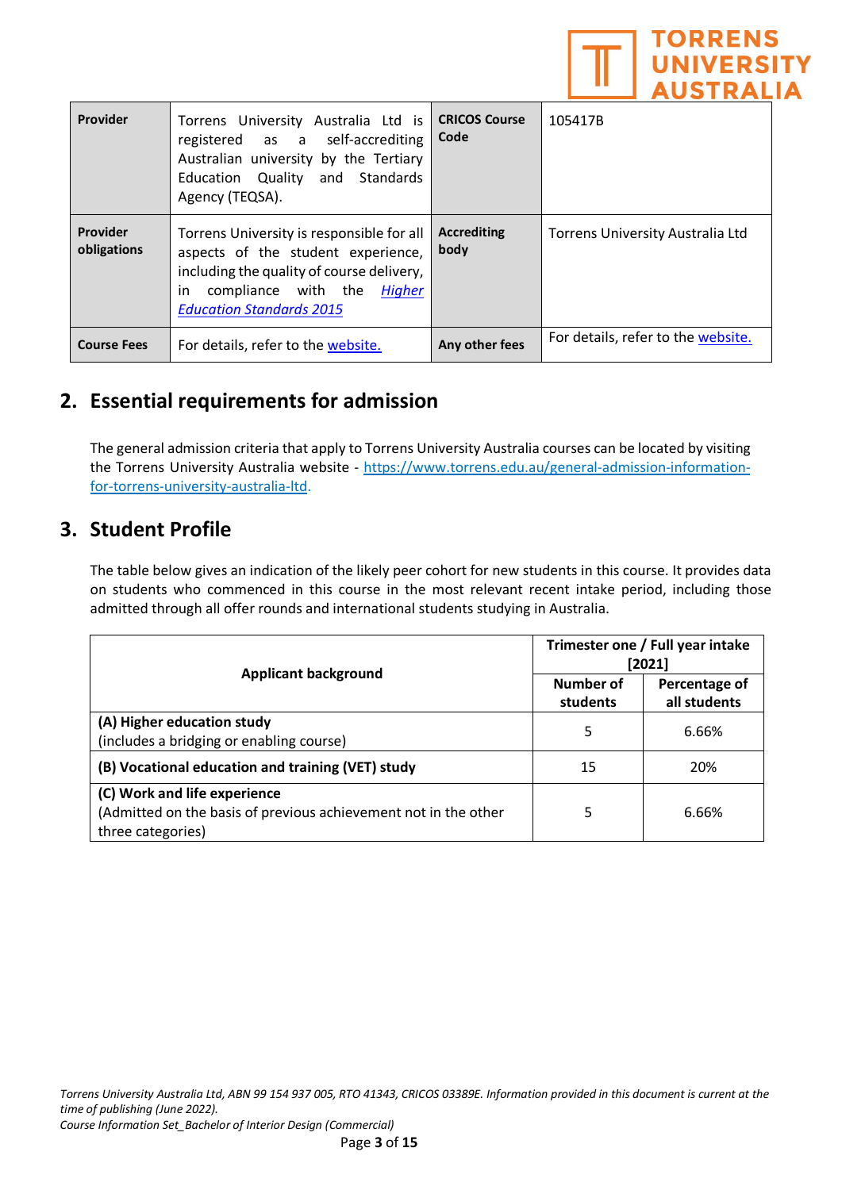| Provider | Torrens University Australia Ltd is registered as a self-accrediting Australian university by the Tertiary Education Quality and Standards Agency (TEQSA). | CRICOS Course Code | 105417B |
|---|---|---|---|
| Provider obligations | Torrens University is responsible for all aspects of the student experience, including the quality of course delivery, in compliance with the *[Higher Education Standards 2015](Higher Education Standards 2015)* | Accrediting body | Torrens University Australia Ltd |
| Course Fees | For details, refer to the website. | Any other fees | For details, refer to the website. |

## 2. Essential requirements for admission

The general admission criteria that apply to Torrens University Australia courses can be located by visiting the Torrens University Australia website - https://www.torrens.edu.au/general-admission-information-for-torrens-university-australia-ltd.

## 3. Student Profile

The table below gives an indication of the likely peer cohort for new students in this course. It provides data on students who commenced in this course in the most relevant recent intake period, including those admitted through all offer rounds and international students studying in Australia.

| Applicant background | Trimester one / Full year intake [2021] | |
|---|---|---|
| | Number of students | Percentage of all students |
| **(A) Higher education study** (includes a bridging or enabling course) | 5 | 6.66% |
| **(B) Vocational education and training (VET) study** | 15 | 20% |
| **(C) Work and life experience** (Admitted on the basis of previous achievement not in the other three categories) | 5 | 6.66% |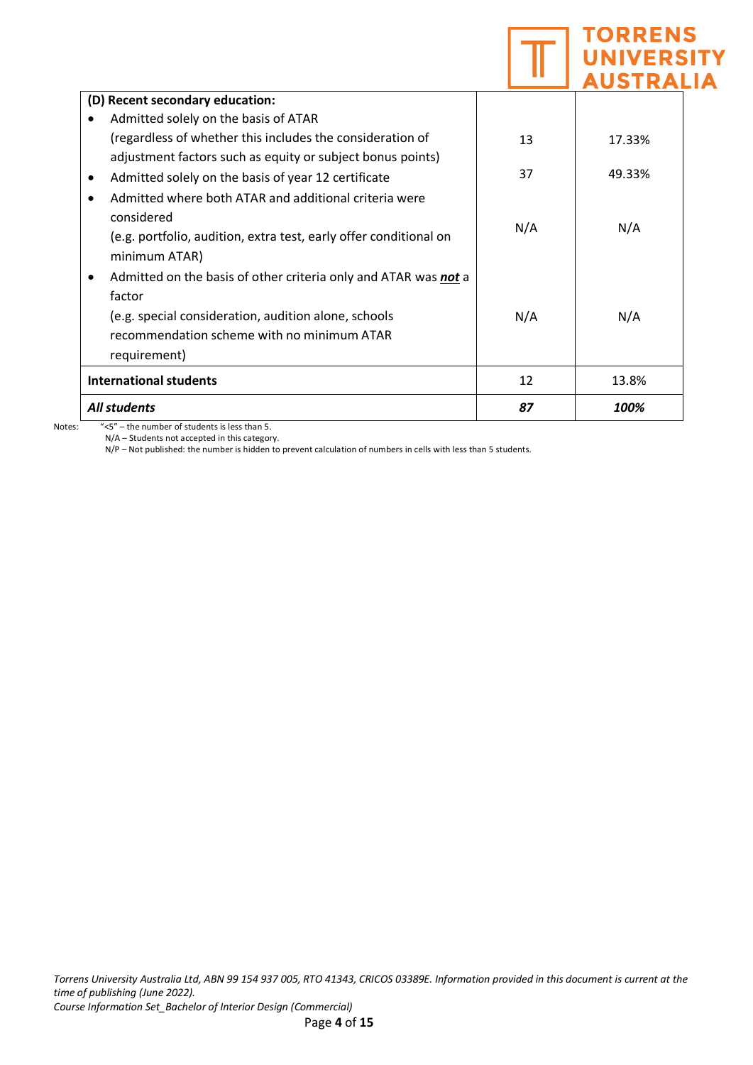| (D) Recent secondary education: | | |
|---|---|---|
| • Admitted solely on the basis of ATAR (regardless of whether this includes the consideration of adjustment factors such as equity or subject bonus points) | 13 | 17.33% |
| • Admitted solely on the basis of year 12 certificate | 37 | 49.33% |
| • Admitted where both ATAR and additional criteria were considered (e.g. portfolio, audition, extra test, early offer conditional on minimum ATAR) | N/A | N/A |
| • Admitted on the basis of other criteria only and ATAR was ***not*** a factor (e.g. special consideration, audition alone, schools recommendation scheme with no minimum ATAR requirement) | N/A | N/A |
| **International students** | 12 | 13.8% |
| ***All students*** | ***87*** | ***100%*** |

Notes: "<5" – the number of students is less than 5.
N/A – Students not accepted in this category.
N/P – Not published: the number is hidden to prevent calculation of numbers in cells with less than 5 students.

*Torrens University Australia Ltd, ABN 99 154 937 005, RTO 41343, CRICOS 03389E. Information provided in this document is current at the time of publishing (June 2022).*
*Course Information Set_Bachelor of Interior Design (Commercial)*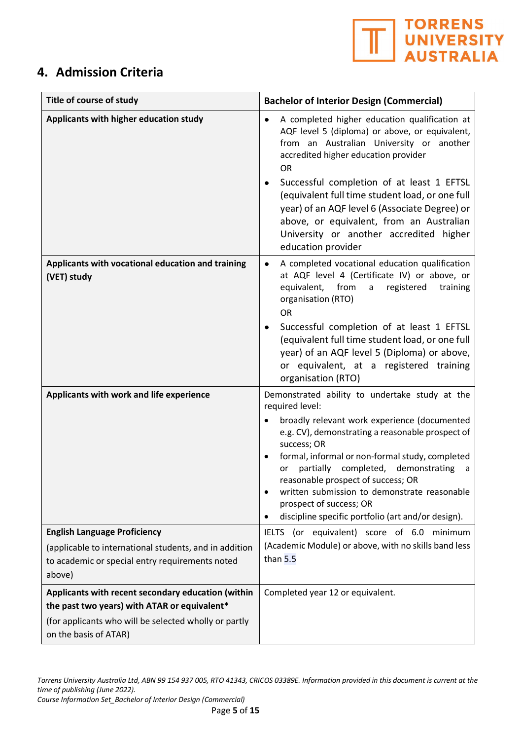## 4. Admission Criteria

| Title of course of study | Bachelor of Interior Design (Commercial) |
|---|---|
| **Applicants with higher education study** | • A completed higher education qualification at AQF level 5 (diploma) or above, or equivalent, from an Australian University or another accredited higher education provider<br>OR<br>• Successful completion of at least 1 EFTSL (equivalent full time student load, or one full year) of an AQF level 6 (Associate Degree) or above, or equivalent, from an Australian University or another accredited higher education provider |
| **Applicants with vocational education and training (VET) study** | • A completed vocational education qualification at AQF level 4 (Certificate IV) or above, or equivalent, from a registered training organisation (RTO)<br>OR<br>• Successful completion of at least 1 EFTSL (equivalent full time student load, or one full year) of an AQF level 5 (Diploma) or above, or equivalent, at a registered training organisation (RTO) |
| **Applicants with work and life experience** | Demonstrated ability to undertake study at the required level:<br>• broadly relevant work experience (documented e.g. CV), demonstrating a reasonable prospect of success; OR<br>• formal, informal or non-formal study, completed or partially completed, demonstrating a reasonable prospect of success; OR<br>• written submission to demonstrate reasonable prospect of success; OR<br>• discipline specific portfolio (art and/or design). |
| **English Language Proficiency**<br>(applicable to international students, and in addition to academic or special entry requirements noted above) | IELTS (or equivalent) score of 6.0 minimum (Academic Module) or above, with no skills band less than 5.5 |
| **Applicants with recent secondary education (within the past two years) with ATAR or equivalent***<br>(for applicants who will be selected wholly or partly on the basis of ATAR) | Completed year 12 or equivalent. |

*Torrens University Australia Ltd, ABN 99 154 937 005, RTO 41343, CRICOS 03389E. Information provided in this document is current at the time of publishing (June 2022).*
*Course Information Set_Bachelor of Interior Design (Commercial)*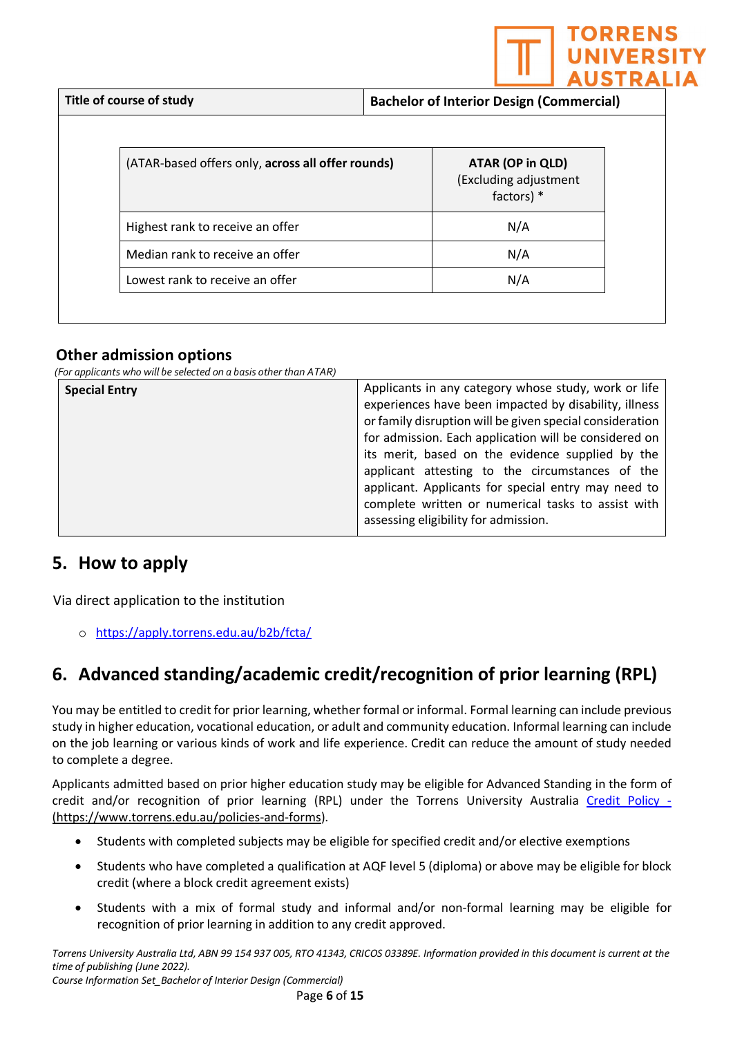| Title of course of study | Bachelor of Interior Design (Commercial) |
|---|---|

| (ATAR-based offers only, **across all offer rounds**) | **ATAR (OP in QLD)** (Excluding adjustment factors) * |
|---|---|
| Highest rank to receive an offer | N/A |
| Median rank to receive an offer | N/A |
| Lowest rank to receive an offer | N/A |

### Other admission options

*(For applicants who will be selected on a basis other than ATAR)*

| **Special Entry** | Applicants in any category whose study, work or life experiences have been impacted by disability, illness or family disruption will be given special consideration for admission. Each application will be considered on its merit, based on the evidence supplied by the applicant attesting to the circumstances of the applicant. Applicants for special entry may need to complete written or numerical tasks to assist with assessing eligibility for admission. |
|---|---|

## 5. How to apply

Via direct application to the institution

- https://apply.torrens.edu.au/b2b/fcta/

## 6. Advanced standing/academic credit/recognition of prior learning (RPL)

You may be entitled to credit for prior learning, whether formal or informal. Formal learning can include previous study in higher education, vocational education, or adult and community education. Informal learning can include on the job learning or various kinds of work and life experience. Credit can reduce the amount of study needed to complete a degree.

Applicants admitted based on prior higher education study may be eligible for Advanced Standing in the form of credit and/or recognition of prior learning (RPL) under the Torrens University Australia Credit Policy - (https://www.torrens.edu.au/policies-and-forms).

- Students with completed subjects may be eligible for specified credit and/or elective exemptions
- Students who have completed a qualification at AQF level 5 (diploma) or above may be eligible for block credit (where a block credit agreement exists)
- Students with a mix of formal study and informal and/or non-formal learning may be eligible for recognition of prior learning in addition to any credit approved.

*Torrens University Australia Ltd, ABN 99 154 937 005, RTO 41343, CRICOS 03389E. Information provided in this document is current at the time of publishing (June 2022).*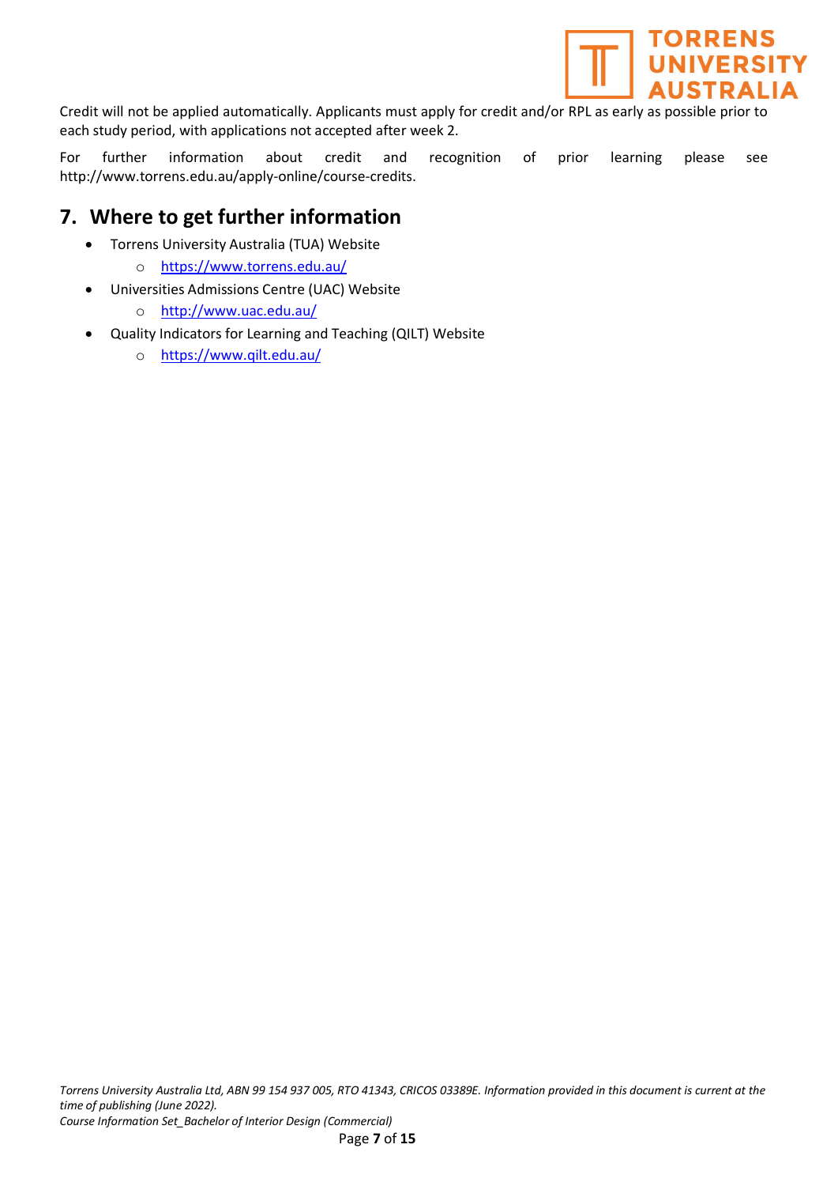Credit will not be applied automatically. Applicants must apply for credit and/or RPL as early as possible prior to each study period, with applications not accepted after week 2.

For further information about credit and recognition of prior learning please see http://www.torrens.edu.au/apply-online/course-credits.

## 7. Where to get further information

- Torrens University Australia (TUA) Website
  - https://www.torrens.edu.au/
- Universities Admissions Centre (UAC) Website
  - http://www.uac.edu.au/
- Quality Indicators for Learning and Teaching (QILT) Website
  - https://www.qilt.edu.au/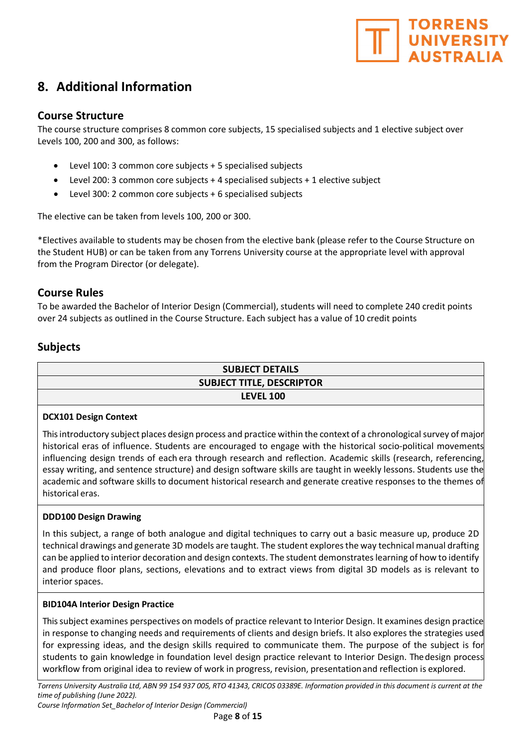## 8. Additional Information

### Course Structure

The course structure comprises 8 common core subjects, 15 specialised subjects and 1 elective subject over Levels 100, 200 and 300, as follows:

- Level 100: 3 common core subjects + 5 specialised subjects
- Level 200: 3 common core subjects + 4 specialised subjects + 1 elective subject
- Level 300: 2 common core subjects + 6 specialised subjects

The elective can be taken from levels 100, 200 or 300.

*Electives available to students may be chosen from the elective bank (please refer to the Course Structure on the Student HUB) or can be taken from any Torrens University course at the appropriate level with approval from the Program Director (or delegate).

### Course Rules

To be awarded the Bachelor of Interior Design (Commercial), students will need to complete 240 credit points over 24 subjects as outlined in the Course Structure. Each subject has a value of 10 credit points

### Subjects

| SUBJECT DETAILS |
|---|
| **SUBJECT TITLE, DESCRIPTOR** |
| **LEVEL 100** |
| **DCX101 Design Context**<br><br>This introductory subject places design process and practice within the context of a chronological survey of major historical eras of influence. Students are encouraged to engage with the historical socio-political movements influencing design trends of each era through research and reflection. Academic skills (research, referencing, essay writing, and sentence structure) and design software skills are taught in weekly lessons. Students use the academic and software skills to document historical research and generate creative responses to the themes of historical eras. |
| **DDD100 Design Drawing**<br><br>In this subject, a range of both analogue and digital techniques to carry out a basic measure up, produce 2D technical drawings and generate 3D models are taught. The student explores the way technical manual drafting can be applied to interior decoration and design contexts. The student demonstrates learning of how to identify and produce floor plans, sections, elevations and to extract views from digital 3D models as is relevant to interior spaces. |
| **BID104A Interior Design Practice**<br><br>This subject examines perspectives on models of practice relevant to Interior Design. It examines design practice in response to changing needs and requirements of clients and design briefs. It also explores the strategies used for expressing ideas, and the design skills required to communicate them. The purpose of the subject is for students to gain knowledge in foundation level design practice relevant to Interior Design. The design process workflow from original idea to review of work in progress, revision, presentation and reflection is explored. |

*Torrens University Australia Ltd, ABN 99 154 937 005, RTO 41343, CRICOS 03389E. Information provided in this document is current at the time of publishing (June 2022).*
*Course Information Set_Bachelor of Interior Design (Commercial)*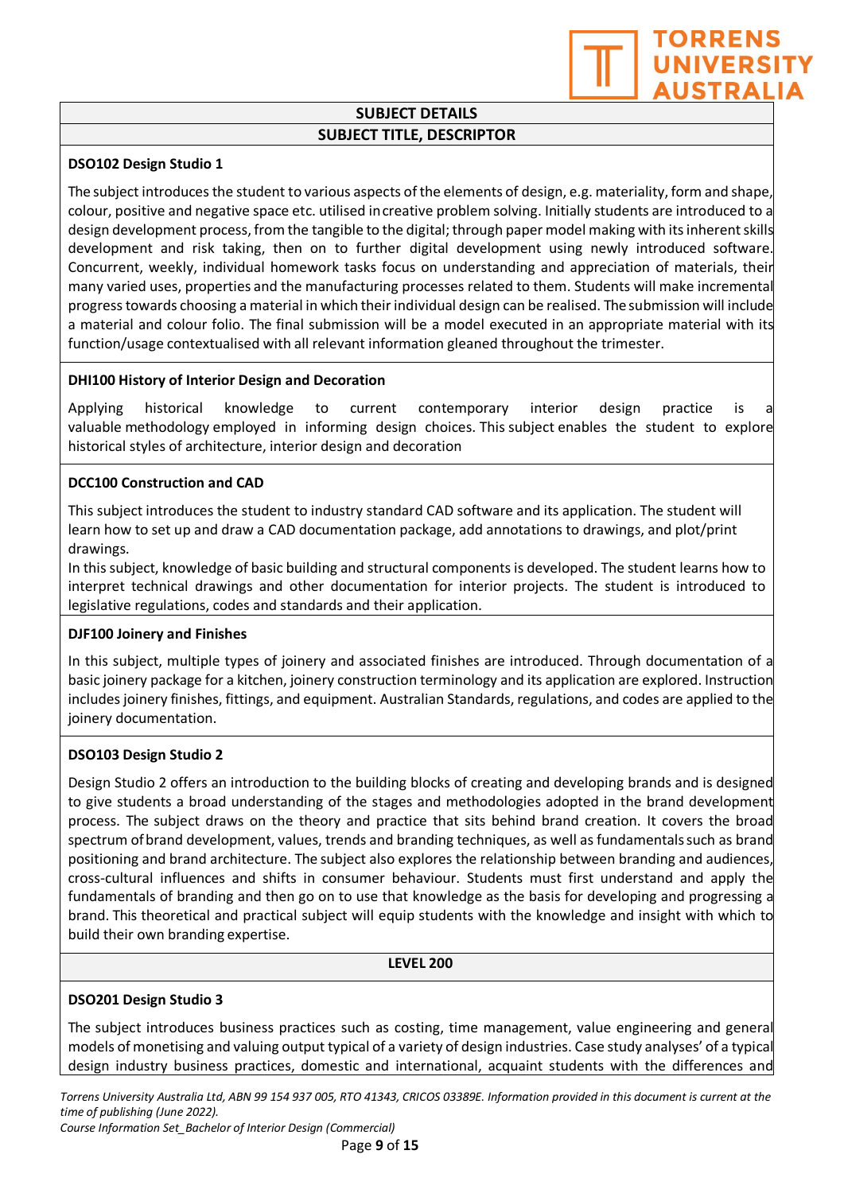## SUBJECT DETAILS

### SUBJECT TITLE, DESCRIPTOR

**DSO102 Design Studio 1**

The subject introduces the student to various aspects of the elements of design, e.g. materiality, form and shape, colour, positive and negative space etc. utilised in creative problem solving. Initially students are introduced to a design development process, from the tangible to the digital; through paper model making with its inherent skills development and risk taking, then on to further digital development using newly introduced software. Concurrent, weekly, individual homework tasks focus on understanding and appreciation of materials, their many varied uses, properties and the manufacturing processes related to them. Students will make incremental progress towards choosing a material in which their individual design can be realised. The submission will include a material and colour folio. The final submission will be a model executed in an appropriate material with its function/usage contextualised with all relevant information gleaned throughout the trimester.

**DHI100 History of Interior Design and Decoration**

Applying historical knowledge to current contemporary interior design practice is a valuable methodology employed in informing design choices. This subject enables the student to explore historical styles of architecture, interior design and decoration

**DCC100 Construction and CAD**

This subject introduces the student to industry standard CAD software and its application. The student will learn how to set up and draw a CAD documentation package, add annotations to drawings, and plot/print drawings.

In this subject, knowledge of basic building and structural components is developed. The student learns how to interpret technical drawings and other documentation for interior projects. The student is introduced to legislative regulations, codes and standards and their application.

**DJF100 Joinery and Finishes**

In this subject, multiple types of joinery and associated finishes are introduced. Through documentation of a basic joinery package for a kitchen, joinery construction terminology and its application are explored. Instruction includes joinery finishes, fittings, and equipment. Australian Standards, regulations, and codes are applied to the joinery documentation.

**DSO103 Design Studio 2**

Design Studio 2 offers an introduction to the building blocks of creating and developing brands and is designed to give students a broad understanding of the stages and methodologies adopted in the brand development process. The subject draws on the theory and practice that sits behind brand creation. It covers the broad spectrum of brand development, values, trends and branding techniques, as well as fundamentals such as brand positioning and brand architecture. The subject also explores the relationship between branding and audiences, cross-cultural influences and shifts in consumer behaviour. Students must first understand and apply the fundamentals of branding and then go on to use that knowledge as the basis for developing and progressing a brand. This theoretical and practical subject will equip students with the knowledge and insight with which to build their own branding expertise.

### LEVEL 200

**DSO201 Design Studio 3**

The subject introduces business practices such as costing, time management, value engineering and general models of monetising and valuing output typical of a variety of design industries. Case study analyses' of a typical design industry business practices, domestic and international, acquaint students with the differences and

*Torrens University Australia Ltd, ABN 99 154 937 005, RTO 41343, CRICOS 03389E. Information provided in this document is current at the time of publishing (June 2022).*

*Course Information Set_Bachelor of Interior Design (Commercial)*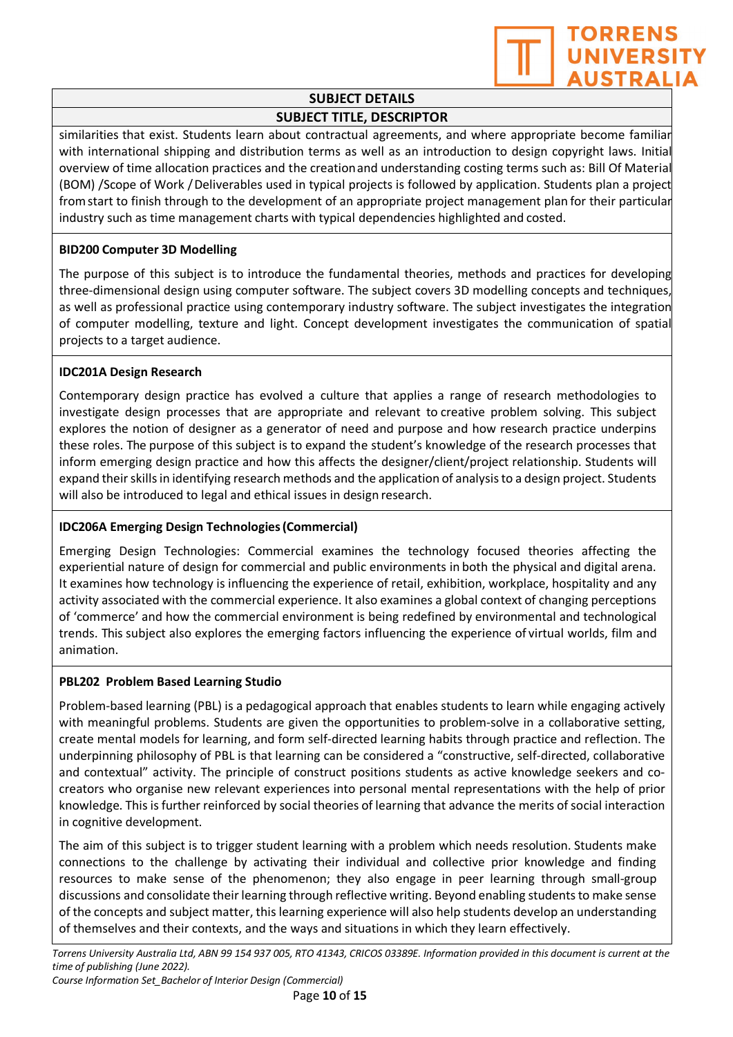**SUBJECT DETAILS**

**SUBJECT TITLE, DESCRIPTOR**

similarities that exist. Students learn about contractual agreements, and where appropriate become familiar with international shipping and distribution terms as well as an introduction to design copyright laws. Initial overview of time allocation practices and the creation and understanding costing terms such as: Bill Of Material (BOM) /Scope of Work / Deliverables used in typical projects is followed by application. Students plan a project from start to finish through to the development of an appropriate project management plan for their particular industry such as time management charts with typical dependencies highlighted and costed.

**BID200 Computer 3D Modelling**

The purpose of this subject is to introduce the fundamental theories, methods and practices for developing three-dimensional design using computer software. The subject covers 3D modelling concepts and techniques, as well as professional practice using contemporary industry software. The subject investigates the integration of computer modelling, texture and light. Concept development investigates the communication of spatial projects to a target audience.

**IDC201A Design Research**

Contemporary design practice has evolved a culture that applies a range of research methodologies to investigate design processes that are appropriate and relevant to creative problem solving. This subject explores the notion of designer as a generator of need and purpose and how research practice underpins these roles. The purpose of this subject is to expand the student's knowledge of the research processes that inform emerging design practice and how this affects the designer/client/project relationship. Students will expand their skills in identifying research methods and the application of analysis to a design project. Students will also be introduced to legal and ethical issues in design research.

**IDC206A Emerging Design Technologies (Commercial)**

Emerging Design Technologies: Commercial examines the technology focused theories affecting the experiential nature of design for commercial and public environments in both the physical and digital arena. It examines how technology is influencing the experience of retail, exhibition, workplace, hospitality and any activity associated with the commercial experience. It also examines a global context of changing perceptions of 'commerce' and how the commercial environment is being redefined by environmental and technological trends. This subject also explores the emerging factors influencing the experience of virtual worlds, film and animation.

**PBL202 Problem Based Learning Studio**

Problem-based learning (PBL) is a pedagogical approach that enables students to learn while engaging actively with meaningful problems. Students are given the opportunities to problem-solve in a collaborative setting, create mental models for learning, and form self-directed learning habits through practice and reflection. The underpinning philosophy of PBL is that learning can be considered a "constructive, self-directed, collaborative and contextual" activity. The principle of construct positions students as active knowledge seekers and co-creators who organise new relevant experiences into personal mental representations with the help of prior knowledge. This is further reinforced by social theories of learning that advance the merits of social interaction in cognitive development.

The aim of this subject is to trigger student learning with a problem which needs resolution. Students make connections to the challenge by activating their individual and collective prior knowledge and finding resources to make sense of the phenomenon; they also engage in peer learning through small-group discussions and consolidate their learning through reflective writing. Beyond enabling students to make sense of the concepts and subject matter, this learning experience will also help students develop an understanding of themselves and their contexts, and the ways and situations in which they learn effectively.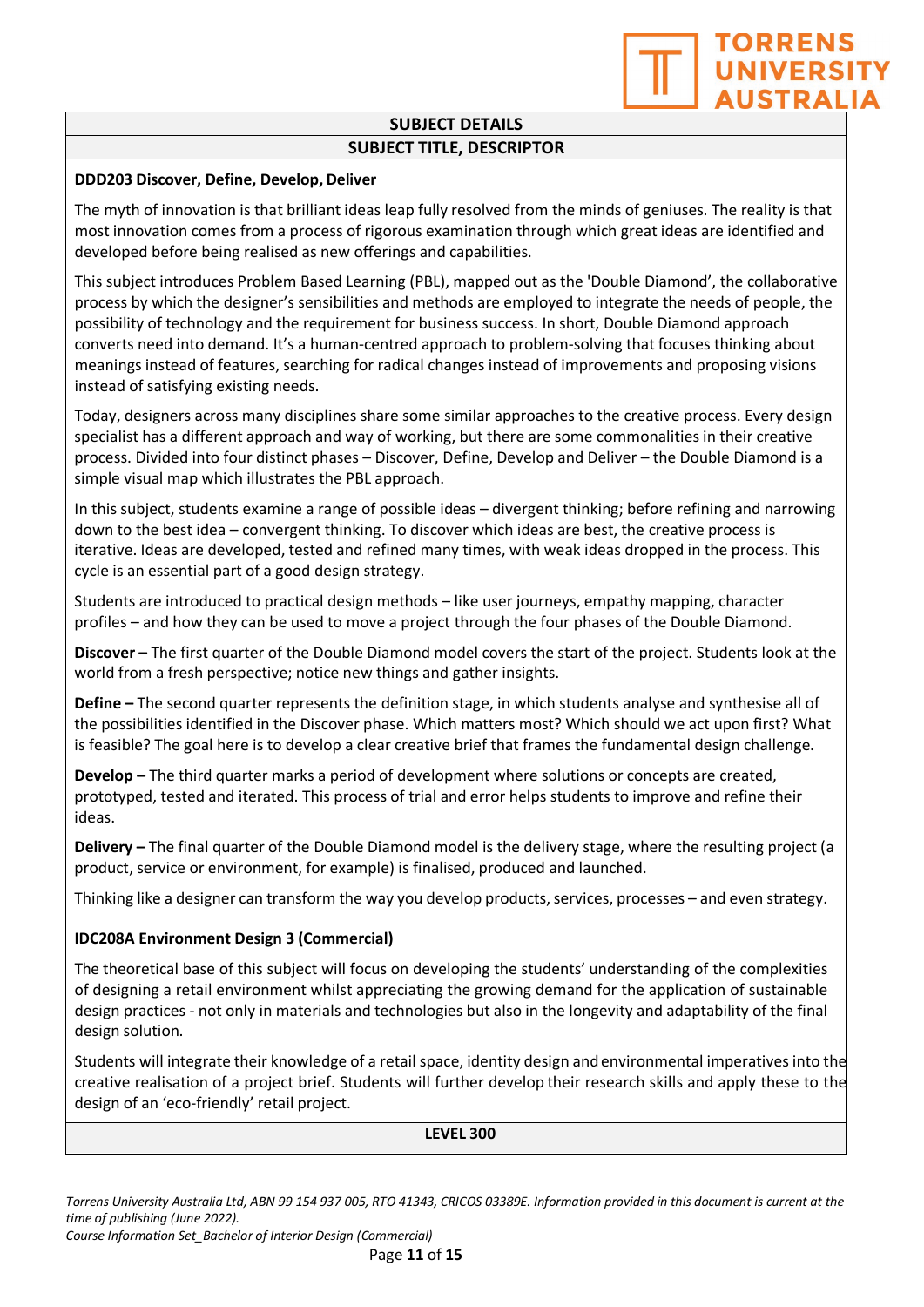## SUBJECT DETAILS

### SUBJECT TITLE, DESCRIPTOR

**DDD203 Discover, Define, Develop, Deliver**

The myth of innovation is that brilliant ideas leap fully resolved from the minds of geniuses. The reality is that most innovation comes from a process of rigorous examination through which great ideas are identified and developed before being realised as new offerings and capabilities.

This subject introduces Problem Based Learning (PBL), mapped out as the 'Double Diamond', the collaborative process by which the designer's sensibilities and methods are employed to integrate the needs of people, the possibility of technology and the requirement for business success. In short, Double Diamond approach converts need into demand. It's a human-centred approach to problem-solving that focuses thinking about meanings instead of features, searching for radical changes instead of improvements and proposing visions instead of satisfying existing needs.

Today, designers across many disciplines share some similar approaches to the creative process. Every design specialist has a different approach and way of working, but there are some commonalities in their creative process. Divided into four distinct phases – Discover, Define, Develop and Deliver – the Double Diamond is a simple visual map which illustrates the PBL approach.

In this subject, students examine a range of possible ideas – divergent thinking; before refining and narrowing down to the best idea – convergent thinking. To discover which ideas are best, the creative process is iterative. Ideas are developed, tested and refined many times, with weak ideas dropped in the process. This cycle is an essential part of a good design strategy.

Students are introduced to practical design methods – like user journeys, empathy mapping, character profiles – and how they can be used to move a project through the four phases of the Double Diamond.

**Discover –** The first quarter of the Double Diamond model covers the start of the project. Students look at the world from a fresh perspective; notice new things and gather insights.

**Define –** The second quarter represents the definition stage, in which students analyse and synthesise all of the possibilities identified in the Discover phase. Which matters most? Which should we act upon first? What is feasible? The goal here is to develop a clear creative brief that frames the fundamental design challenge.

**Develop –** The third quarter marks a period of development where solutions or concepts are created, prototyped, tested and iterated. This process of trial and error helps students to improve and refine their ideas.

**Delivery –** The final quarter of the Double Diamond model is the delivery stage, where the resulting project (a product, service or environment, for example) is finalised, produced and launched.

Thinking like a designer can transform the way you develop products, services, processes – and even strategy.

**IDC208A Environment Design 3 (Commercial)**

The theoretical base of this subject will focus on developing the students' understanding of the complexities of designing a retail environment whilst appreciating the growing demand for the application of sustainable design practices - not only in materials and technologies but also in the longevity and adaptability of the final design solution.

Students will integrate their knowledge of a retail space, identity design and environmental imperatives into the creative realisation of a project brief. Students will further develop their research skills and apply these to the design of an 'eco-friendly' retail project.

### LEVEL 300

*Torrens University Australia Ltd, ABN 99 154 937 005, RTO 41343, CRICOS 03389E. Information provided in this document is current at the time of publishing (June 2022).*
*Course Information Set_Bachelor of Interior Design (Commercial)*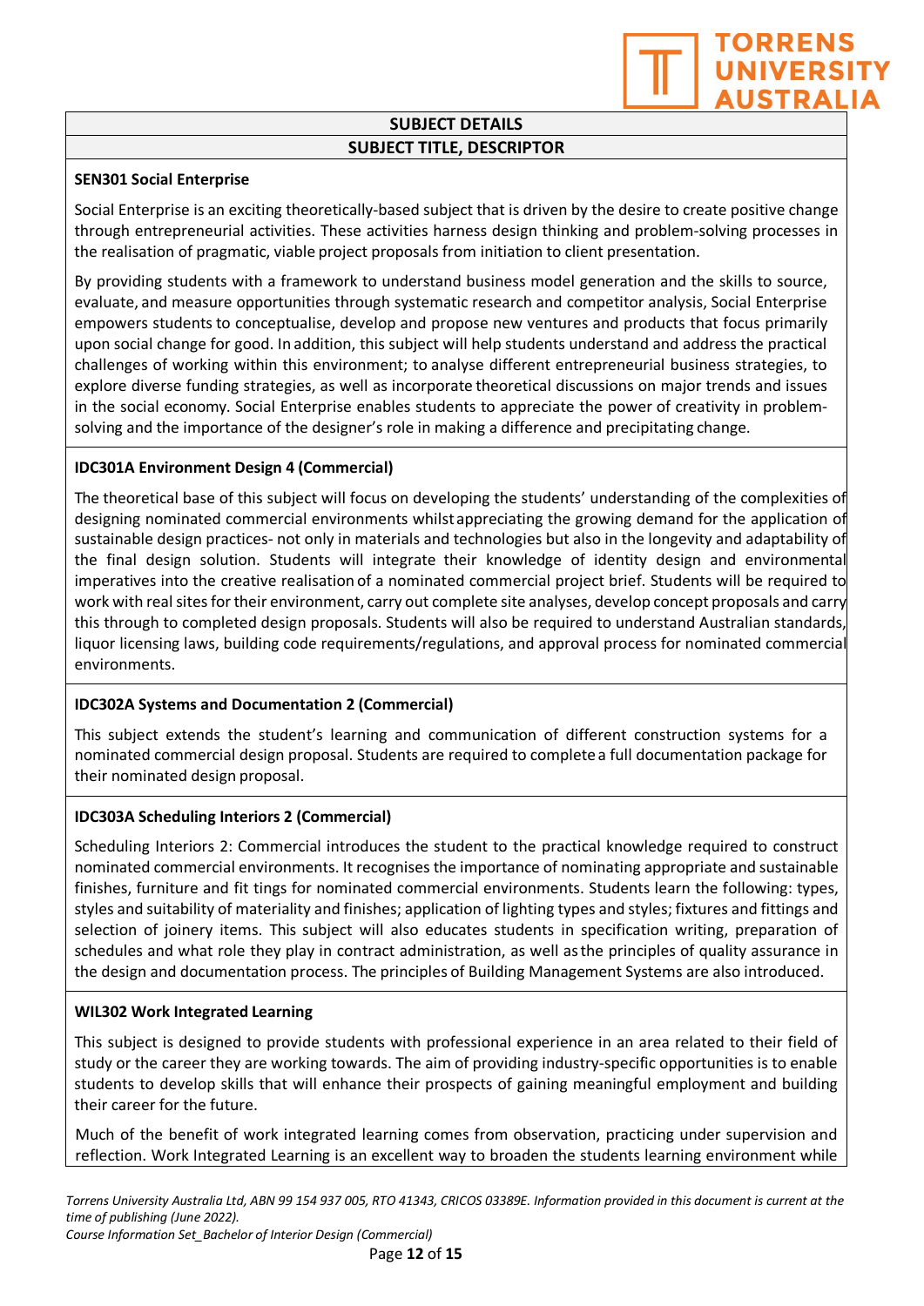## SUBJECT DETAILS

### SUBJECT TITLE, DESCRIPTOR

**SEN301 Social Enterprise**

Social Enterprise is an exciting theoretically-based subject that is driven by the desire to create positive change through entrepreneurial activities. These activities harness design thinking and problem-solving processes in the realisation of pragmatic, viable project proposals from initiation to client presentation.

By providing students with a framework to understand business model generation and the skills to source, evaluate, and measure opportunities through systematic research and competitor analysis, Social Enterprise empowers students to conceptualise, develop and propose new ventures and products that focus primarily upon social change for good. In addition, this subject will help students understand and address the practical challenges of working within this environment; to analyse different entrepreneurial business strategies, to explore diverse funding strategies, as well as incorporate theoretical discussions on major trends and issues in the social economy. Social Enterprise enables students to appreciate the power of creativity in problem-solving and the importance of the designer's role in making a difference and precipitating change.

**IDC301A Environment Design 4 (Commercial)**

The theoretical base of this subject will focus on developing the students' understanding of the complexities of designing nominated commercial environments whilst appreciating the growing demand for the application of sustainable design practices- not only in materials and technologies but also in the longevity and adaptability of the final design solution. Students will integrate their knowledge of identity design and environmental imperatives into the creative realisation of a nominated commercial project brief. Students will be required to work with real sites for their environment, carry out complete site analyses, develop concept proposals and carry this through to completed design proposals. Students will also be required to understand Australian standards, liquor licensing laws, building code requirements/regulations, and approval process for nominated commercial environments.

**IDC302A Systems and Documentation 2 (Commercial)**

This subject extends the student's learning and communication of different construction systems for a nominated commercial design proposal. Students are required to complete a full documentation package for their nominated design proposal.

**IDC303A Scheduling Interiors 2 (Commercial)**

Scheduling Interiors 2: Commercial introduces the student to the practical knowledge required to construct nominated commercial environments. It recognises the importance of nominating appropriate and sustainable finishes, furniture and fit tings for nominated commercial environments. Students learn the following: types, styles and suitability of materiality and finishes; application of lighting types and styles; fixtures and fittings and selection of joinery items. This subject will also educates students in specification writing, preparation of schedules and what role they play in contract administration, as well as the principles of quality assurance in the design and documentation process. The principles of Building Management Systems are also introduced.

**WIL302 Work Integrated Learning**

This subject is designed to provide students with professional experience in an area related to their field of study or the career they are working towards. The aim of providing industry-specific opportunities is to enable students to develop skills that will enhance their prospects of gaining meaningful employment and building their career for the future.

Much of the benefit of work integrated learning comes from observation, practicing under supervision and reflection. Work Integrated Learning is an excellent way to broaden the students learning environment while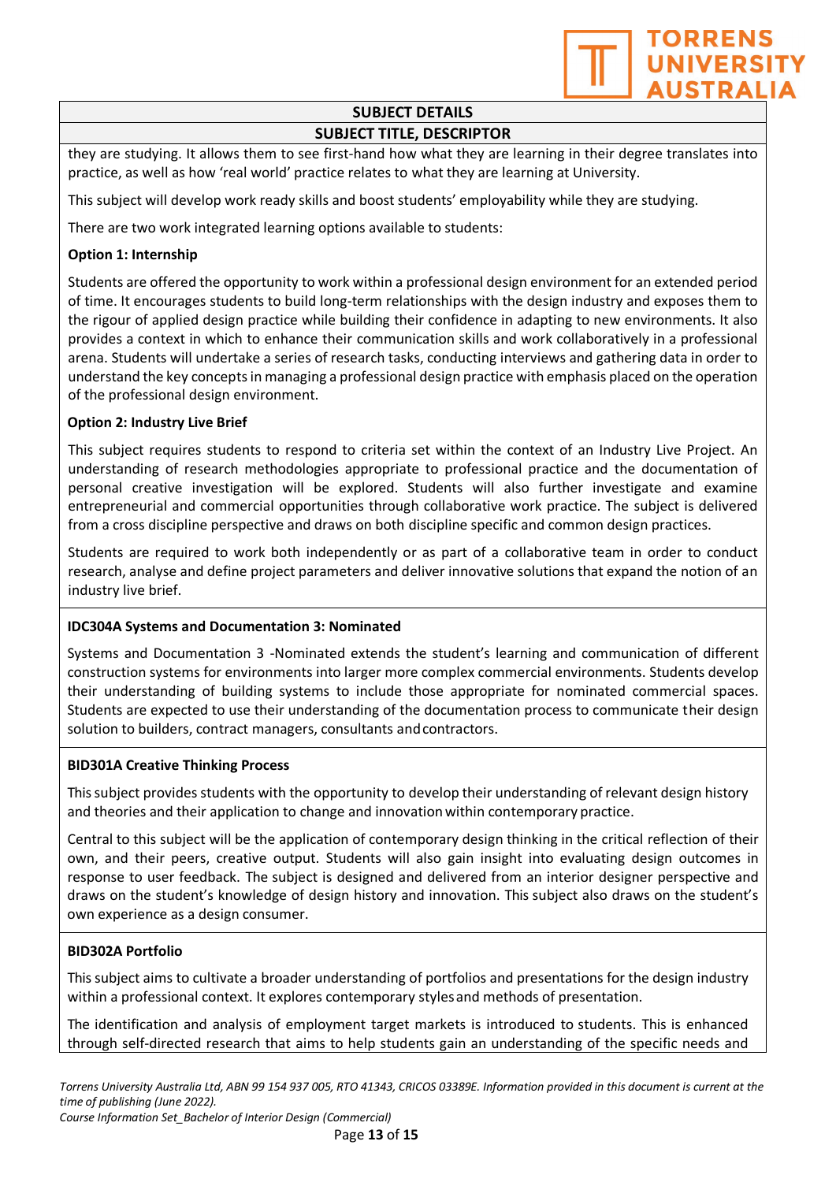| SUBJECT DETAILS |
|---|
| **SUBJECT TITLE, DESCRIPTOR** |

they are studying. It allows them to see first-hand how what they are learning in their degree translates into practice, as well as how 'real world' practice relates to what they are learning at University.

This subject will develop work ready skills and boost students' employability while they are studying.

There are two work integrated learning options available to students:

**Option 1: Internship**

Students are offered the opportunity to work within a professional design environment for an extended period of time. It encourages students to build long-term relationships with the design industry and exposes them to the rigour of applied design practice while building their confidence in adapting to new environments. It also provides a context in which to enhance their communication skills and work collaboratively in a professional arena. Students will undertake a series of research tasks, conducting interviews and gathering data in order to understand the key concepts in managing a professional design practice with emphasis placed on the operation of the professional design environment.

**Option 2: Industry Live Brief**

This subject requires students to respond to criteria set within the context of an Industry Live Project. An understanding of research methodologies appropriate to professional practice and the documentation of personal creative investigation will be explored. Students will also further investigate and examine entrepreneurial and commercial opportunities through collaborative work practice. The subject is delivered from a cross discipline perspective and draws on both discipline specific and common design practices.

Students are required to work both independently or as part of a collaborative team in order to conduct research, analyse and define project parameters and deliver innovative solutions that expand the notion of an industry live brief.

**IDC304A Systems and Documentation 3: Nominated**

Systems and Documentation 3 -Nominated extends the student's learning and communication of different construction systems for environments into larger more complex commercial environments. Students develop their understanding of building systems to include those appropriate for nominated commercial spaces. Students are expected to use their understanding of the documentation process to communicate their design solution to builders, contract managers, consultants and contractors.

**BID301A Creative Thinking Process**

This subject provides students with the opportunity to develop their understanding of relevant design history and theories and their application to change and innovation within contemporary practice.

Central to this subject will be the application of contemporary design thinking in the critical reflection of their own, and their peers, creative output. Students will also gain insight into evaluating design outcomes in response to user feedback. The subject is designed and delivered from an interior designer perspective and draws on the student's knowledge of design history and innovation. This subject also draws on the student's own experience as a design consumer.

**BID302A Portfolio**

This subject aims to cultivate a broader understanding of portfolios and presentations for the design industry within a professional context. It explores contemporary styles and methods of presentation.

The identification and analysis of employment target markets is introduced to students. This is enhanced through self-directed research that aims to help students gain an understanding of the specific needs and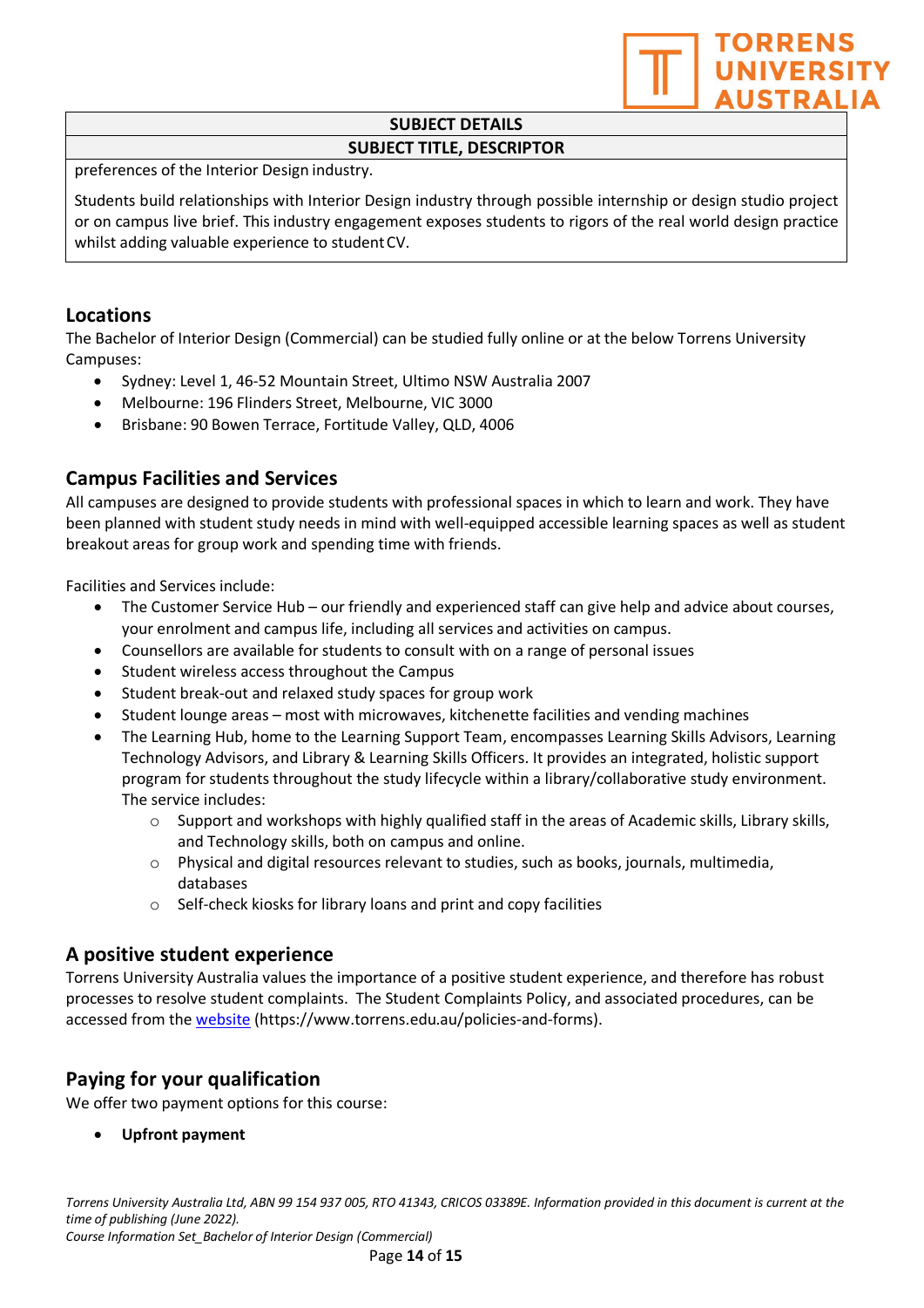| SUBJECT DETAILS |
| --- |
| **SUBJECT TITLE, DESCRIPTOR** |
| preferences of the Interior Design industry.<br><br>Students build relationships with Interior Design industry through possible internship or design studio project or on campus live brief. This industry engagement exposes students to rigors of the real world design practice whilst adding valuable experience to student CV. |

## Locations

The Bachelor of Interior Design (Commercial) can be studied fully online or at the below Torrens University Campuses:

- Sydney: Level 1, 46-52 Mountain Street, Ultimo NSW Australia 2007
- Melbourne: 196 Flinders Street, Melbourne, VIC 3000
- Brisbane: 90 Bowen Terrace, Fortitude Valley, QLD, 4006

## Campus Facilities and Services

All campuses are designed to provide students with professional spaces in which to learn and work. They have been planned with student study needs in mind with well-equipped accessible learning spaces as well as student breakout areas for group work and spending time with friends.

Facilities and Services include:

- The Customer Service Hub – our friendly and experienced staff can give help and advice about courses, your enrolment and campus life, including all services and activities on campus.
- Counsellors are available for students to consult with on a range of personal issues
- Student wireless access throughout the Campus
- Student break-out and relaxed study spaces for group work
- Student lounge areas – most with microwaves, kitchenette facilities and vending machines
- The Learning Hub, home to the Learning Support Team, encompasses Learning Skills Advisors, Learning Technology Advisors, and Library & Learning Skills Officers. It provides an integrated, holistic support program for students throughout the study lifecycle within a library/collaborative study environment. The service includes:
  - Support and workshops with highly qualified staff in the areas of Academic skills, Library skills, and Technology skills, both on campus and online.
  - Physical and digital resources relevant to studies, such as books, journals, multimedia, databases
  - Self-check kiosks for library loans and print and copy facilities

## A positive student experience

Torrens University Australia values the importance of a positive student experience, and therefore has robust processes to resolve student complaints. The Student Complaints Policy, and associated procedures, can be accessed from the [website](https://www.torrens.edu.au/policies-and-forms) (https://www.torrens.edu.au/policies-and-forms).

## Paying for your qualification

We offer two payment options for this course:

- **Upfront payment**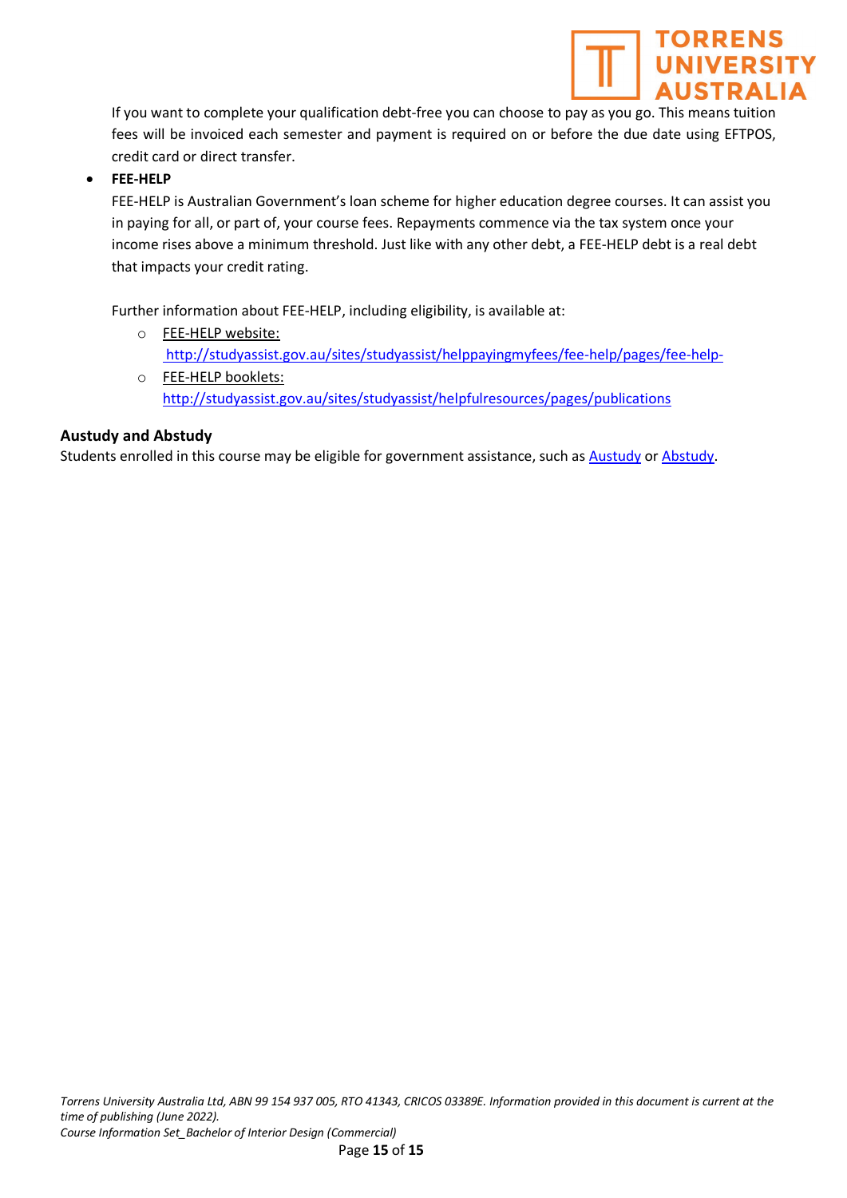If you want to complete your qualification debt-free you can choose to pay as you go. This means tuition fees will be invoiced each semester and payment is required on or before the due date using EFTPOS, credit card or direct transfer.

- **FEE-HELP**

  FEE-HELP is Australian Government's loan scheme for higher education degree courses. It can assist you in paying for all, or part of, your course fees. Repayments commence via the tax system once your income rises above a minimum threshold. Just like with any other debt, a FEE-HELP debt is a real debt that impacts your credit rating.

  Further information about FEE-HELP, including eligibility, is available at:

  - FEE-HELP website:
    http://studyassist.gov.au/sites/studyassist/helppayingmyfees/fee-help/pages/fee-help-
  - FEE-HELP booklets:
    http://studyassist.gov.au/sites/studyassist/helpfulresources/pages/publications

### Austudy and Abstudy

Students enrolled in this course may be eligible for government assistance, such as Austudy or Abstudy.

*Torrens University Australia Ltd, ABN 99 154 937 005, RTO 41343, CRICOS 03389E. Information provided in this document is current at the time of publishing (June 2022).*
*Course Information Set_Bachelor of Interior Design (Commercial)*